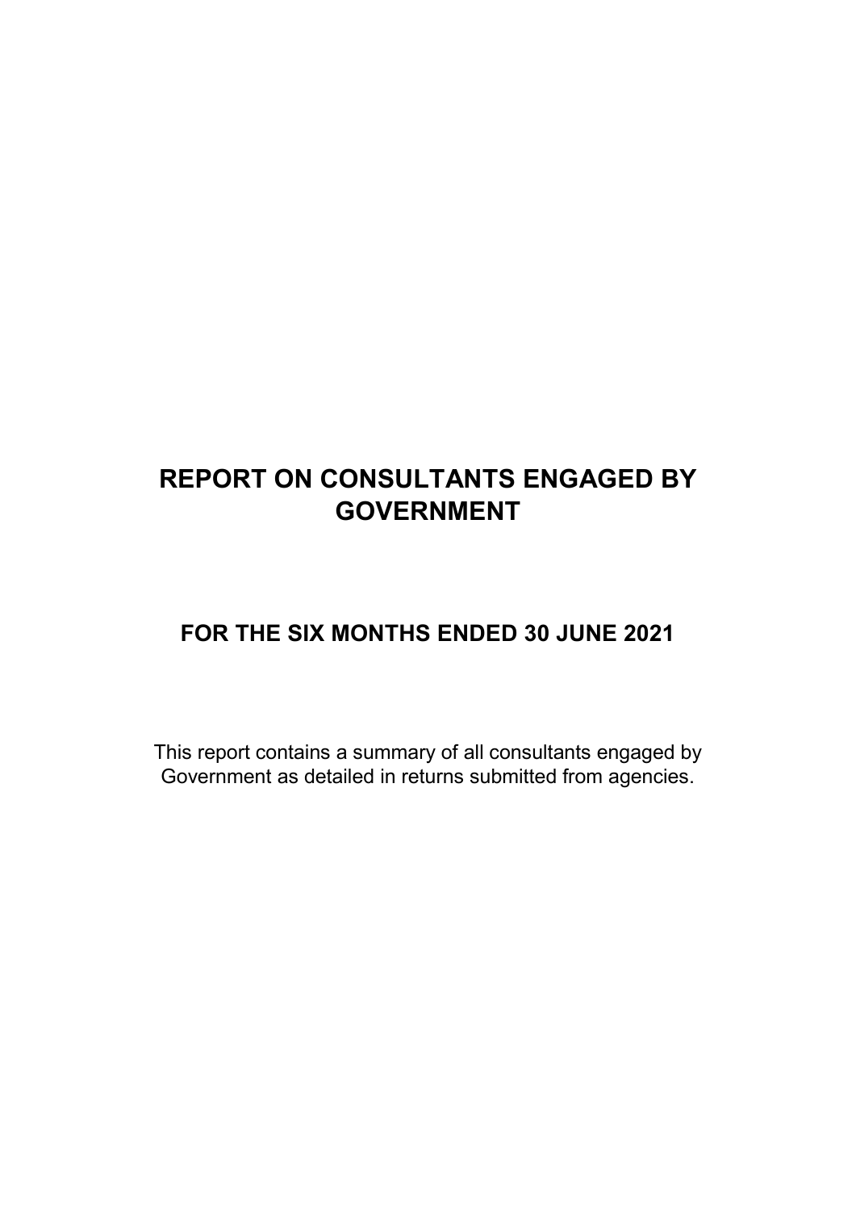# REPORT ON CONSULTANTS ENGAGED BY GOVERNMENT

## FOR THE SIX MONTHS ENDED 30 JUNE 2021

This report contains a summary of all consultants engaged by Government as detailed in returns submitted from agencies.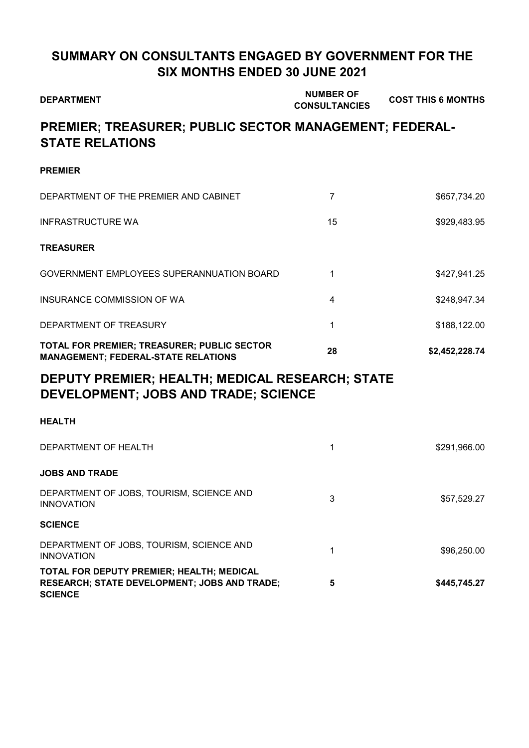# SUMMARY ON CONSULTANTS ENGAGED BY GOVERNMENT FOR THE SIX MONTHS ENDED 30 JUNE 2021

| DEPARTMENT | NUMBER OF CONSULTANCIES | COST THIS 6 MONTHS |
|---|---|---|
| **PREMIER; TREASURER; PUBLIC SECTOR MANAGEMENT; FEDERAL-STATE RELATIONS** | | |
| **PREMIER** | | |
| DEPARTMENT OF THE PREMIER AND CABINET | 7 | \$657,734.20 |
| INFRASTRUCTURE WA | 15 | \$929,483.95 |
| **TREASURER** | | |
| GOVERNMENT EMPLOYEES SUPERANNUATION BOARD | 1 | \$427,941.25 |
| INSURANCE COMMISSION OF WA | 4 | \$248,947.34 |
| DEPARTMENT OF TREASURY | 1 | \$188,122.00 |
| **TOTAL FOR PREMIER; TREASURER; PUBLIC SECTOR MANAGEMENT; FEDERAL-STATE RELATIONS** | **28** | **\$2,452,228.74** |
| **DEPUTY PREMIER; HEALTH; MEDICAL RESEARCH; STATE DEVELOPMENT; JOBS AND TRADE; SCIENCE** | | |
| **HEALTH** | | |
| DEPARTMENT OF HEALTH | 1 | \$291,966.00 |
| **JOBS AND TRADE** | | |
| DEPARTMENT OF JOBS, TOURISM, SCIENCE AND INNOVATION | 3 | \$57,529.27 |
| **SCIENCE** | | |
| DEPARTMENT OF JOBS, TOURISM, SCIENCE AND INNOVATION | 1 | \$96,250.00 |
| **TOTAL FOR DEPUTY PREMIER; HEALTH; MEDICAL RESEARCH; STATE DEVELOPMENT; JOBS AND TRADE; SCIENCE** | **5** | **\$445,745.27** |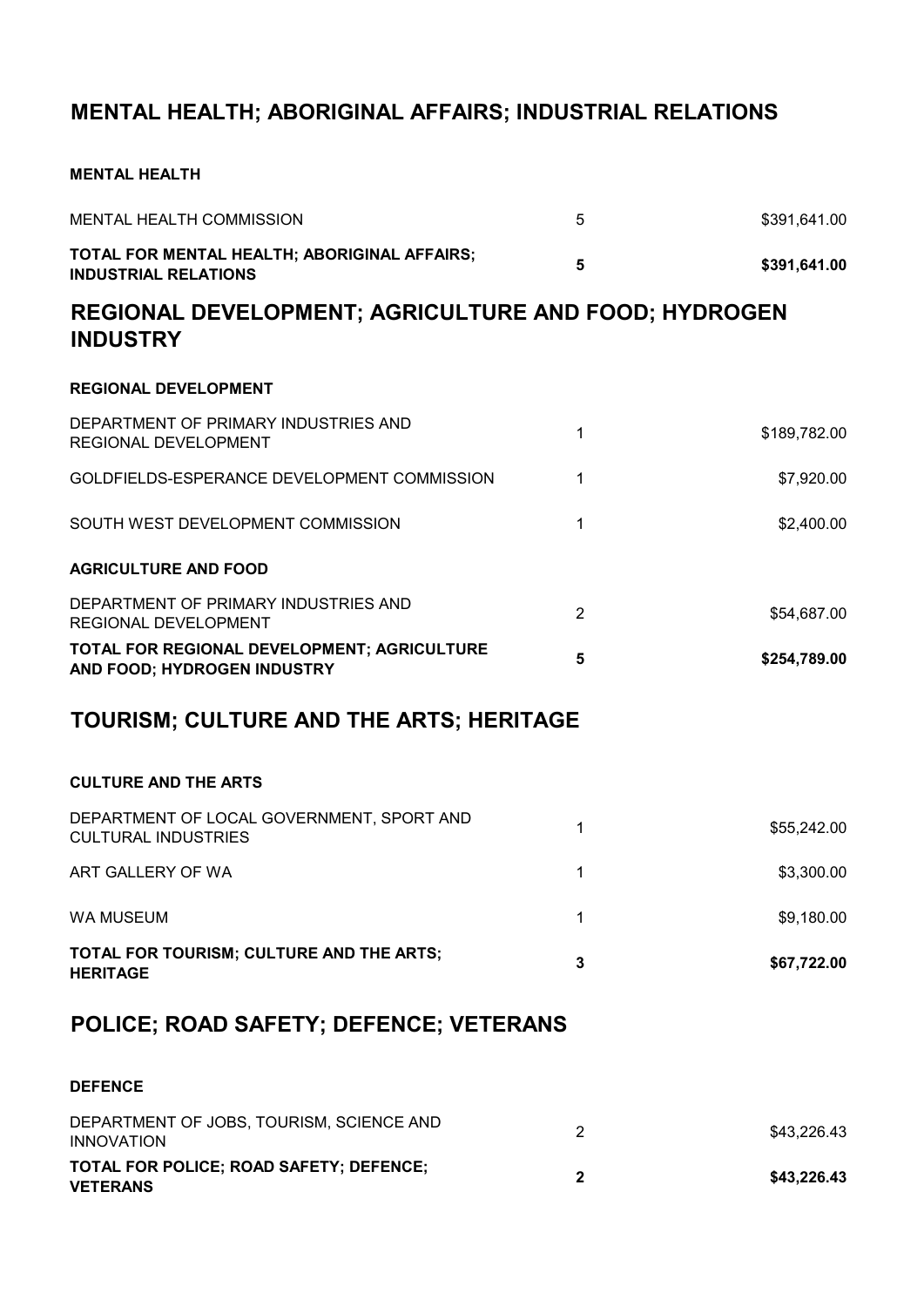## MENTAL HEALTH; ABORIGINAL AFFAIRS; INDUSTRIAL RELATIONS

| | | |
|---|---|---|
| **MENTAL HEALTH** | | |
| MENTAL HEALTH COMMISSION | 5 | $391,641.00 |
| **TOTAL FOR MENTAL HEALTH; ABORIGINAL AFFAIRS; INDUSTRIAL RELATIONS** | **5** | **$391,641.00** |

## REGIONAL DEVELOPMENT; AGRICULTURE AND FOOD; HYDROGEN INDUSTRY

| | | |
|---|---|---|
| **REGIONAL DEVELOPMENT** | | |
| DEPARTMENT OF PRIMARY INDUSTRIES AND REGIONAL DEVELOPMENT | 1 | $189,782.00 |
| GOLDFIELDS-ESPERANCE DEVELOPMENT COMMISSION | 1 | $7,920.00 |
| SOUTH WEST DEVELOPMENT COMMISSION | 1 | $2,400.00 |
| **AGRICULTURE AND FOOD** | | |
| DEPARTMENT OF PRIMARY INDUSTRIES AND REGIONAL DEVELOPMENT | 2 | $54,687.00 |
| **TOTAL FOR REGIONAL DEVELOPMENT; AGRICULTURE AND FOOD; HYDROGEN INDUSTRY** | **5** | **$254,789.00** |

## TOURISM; CULTURE AND THE ARTS; HERITAGE

| | | |
|---|---|---|
| **CULTURE AND THE ARTS** | | |
| DEPARTMENT OF LOCAL GOVERNMENT, SPORT AND CULTURAL INDUSTRIES | 1 | $55,242.00 |
| ART GALLERY OF WA | 1 | $3,300.00 |
| WA MUSEUM | 1 | $9,180.00 |
| **TOTAL FOR TOURISM; CULTURE AND THE ARTS; HERITAGE** | **3** | **$67,722.00** |

## POLICE; ROAD SAFETY; DEFENCE; VETERANS

| | | |
|---|---|---|
| **DEFENCE** | | |
| DEPARTMENT OF JOBS, TOURISM, SCIENCE AND INNOVATION | 2 | $43,226.43 |
| **TOTAL FOR POLICE; ROAD SAFETY; DEFENCE; VETERANS** | **2** | **$43,226.43** |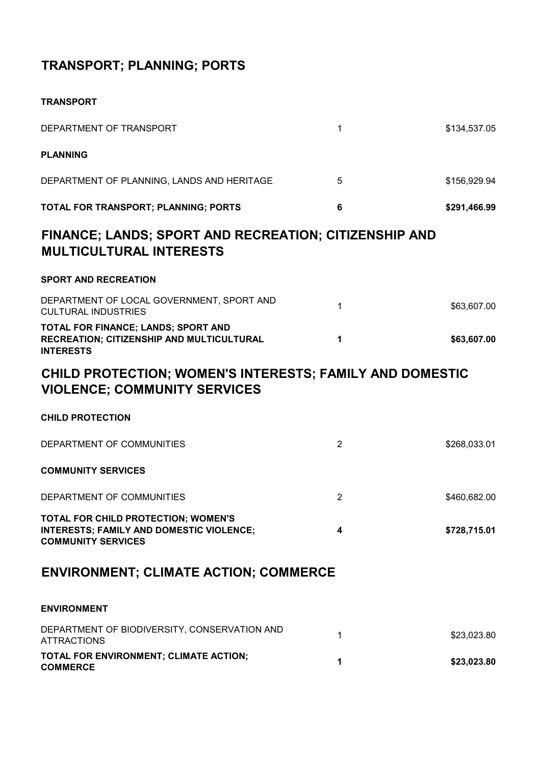## TRANSPORT; PLANNING; PORTS

| | | |
|---|---|---|
| **TRANSPORT** | | |
| DEPARTMENT OF TRANSPORT | 1 | $134,537.05 |
| **PLANNING** | | |
| DEPARTMENT OF PLANNING, LANDS AND HERITAGE | 5 | $156,929.94 |
| **TOTAL FOR TRANSPORT; PLANNING; PORTS** | **6** | **$291,466.99** |

## FINANCE; LANDS; SPORT AND RECREATION; CITIZENSHIP AND MULTICULTURAL INTERESTS

| | | |
|---|---|---|
| **SPORT AND RECREATION** | | |
| DEPARTMENT OF LOCAL GOVERNMENT, SPORT AND CULTURAL INDUSTRIES | 1 | $63,607.00 |
| **TOTAL FOR FINANCE; LANDS; SPORT AND RECREATION; CITIZENSHIP AND MULTICULTURAL INTERESTS** | **1** | **$63,607.00** |

## CHILD PROTECTION; WOMEN'S INTERESTS; FAMILY AND DOMESTIC VIOLENCE; COMMUNITY SERVICES

| | | |
|---|---|---|
| **CHILD PROTECTION** | | |
| DEPARTMENT OF COMMUNITIES | 2 | $268,033.01 |
| **COMMUNITY SERVICES** | | |
| DEPARTMENT OF COMMUNITIES | 2 | $460,682.00 |
| **TOTAL FOR CHILD PROTECTION; WOMEN'S INTERESTS; FAMILY AND DOMESTIC VIOLENCE; COMMUNITY SERVICES** | **4** | **$728,715.01** |

## ENVIRONMENT; CLIMATE ACTION; COMMERCE

| | | |
|---|---|---|
| **ENVIRONMENT** | | |
| DEPARTMENT OF BIODIVERSITY, CONSERVATION AND ATTRACTIONS | 1 | $23,023.80 |
| **TOTAL FOR ENVIRONMENT; CLIMATE ACTION; COMMERCE** | **1** | **$23,023.80** |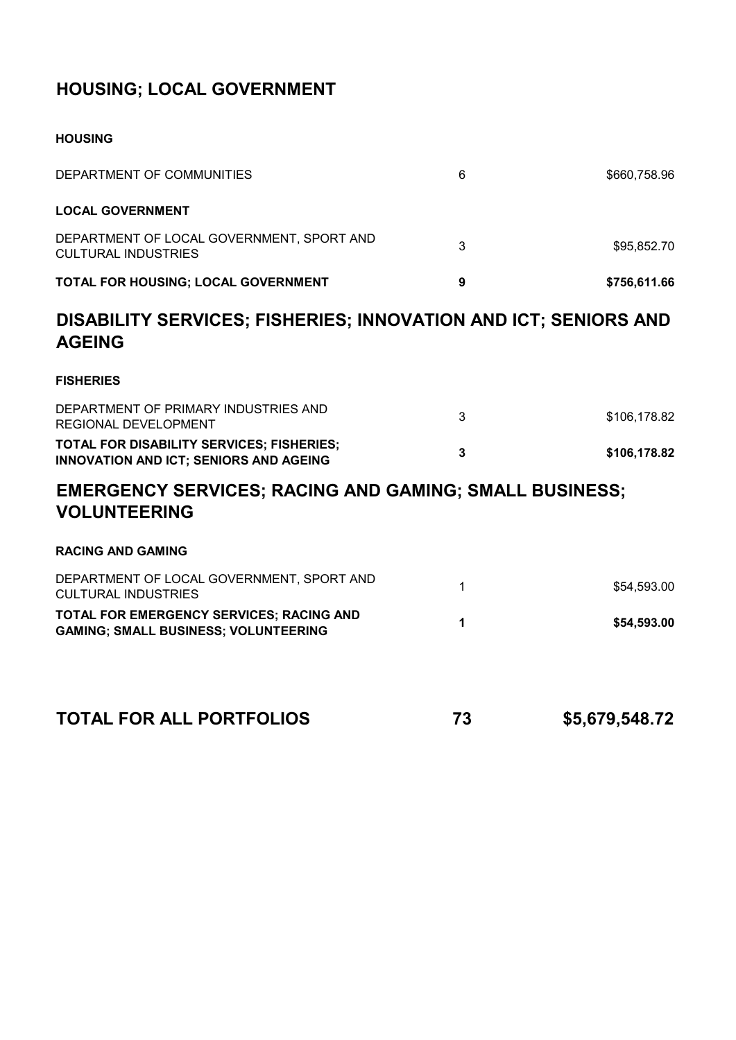## HOUSING; LOCAL GOVERNMENT

| | | |
|---|---|---|
| **HOUSING** | | |
| DEPARTMENT OF COMMUNITIES | 6 | $660,758.96 |
| **LOCAL GOVERNMENT** | | |
| DEPARTMENT OF LOCAL GOVERNMENT, SPORT AND CULTURAL INDUSTRIES | 3 | $95,852.70 |
| **TOTAL FOR HOUSING; LOCAL GOVERNMENT** | **9** | **$756,611.66** |

## DISABILITY SERVICES; FISHERIES; INNOVATION AND ICT; SENIORS AND AGEING

| | | |
|---|---|---|
| **FISHERIES** | | |
| DEPARTMENT OF PRIMARY INDUSTRIES AND REGIONAL DEVELOPMENT | 3 | $106,178.82 |
| **TOTAL FOR DISABILITY SERVICES; FISHERIES; INNOVATION AND ICT; SENIORS AND AGEING** | **3** | **$106,178.82** |

## EMERGENCY SERVICES; RACING AND GAMING; SMALL BUSINESS; VOLUNTEERING

| | | |
|---|---|---|
| **RACING AND GAMING** | | |
| DEPARTMENT OF LOCAL GOVERNMENT, SPORT AND CULTURAL INDUSTRIES | 1 | $54,593.00 |
| **TOTAL FOR EMERGENCY SERVICES; RACING AND GAMING; SMALL BUSINESS; VOLUNTEERING** | **1** | **$54,593.00** |

| | | |
|---|---|---|
| **TOTAL FOR ALL PORTFOLIOS** | **73** | **$5,679,548.72** |